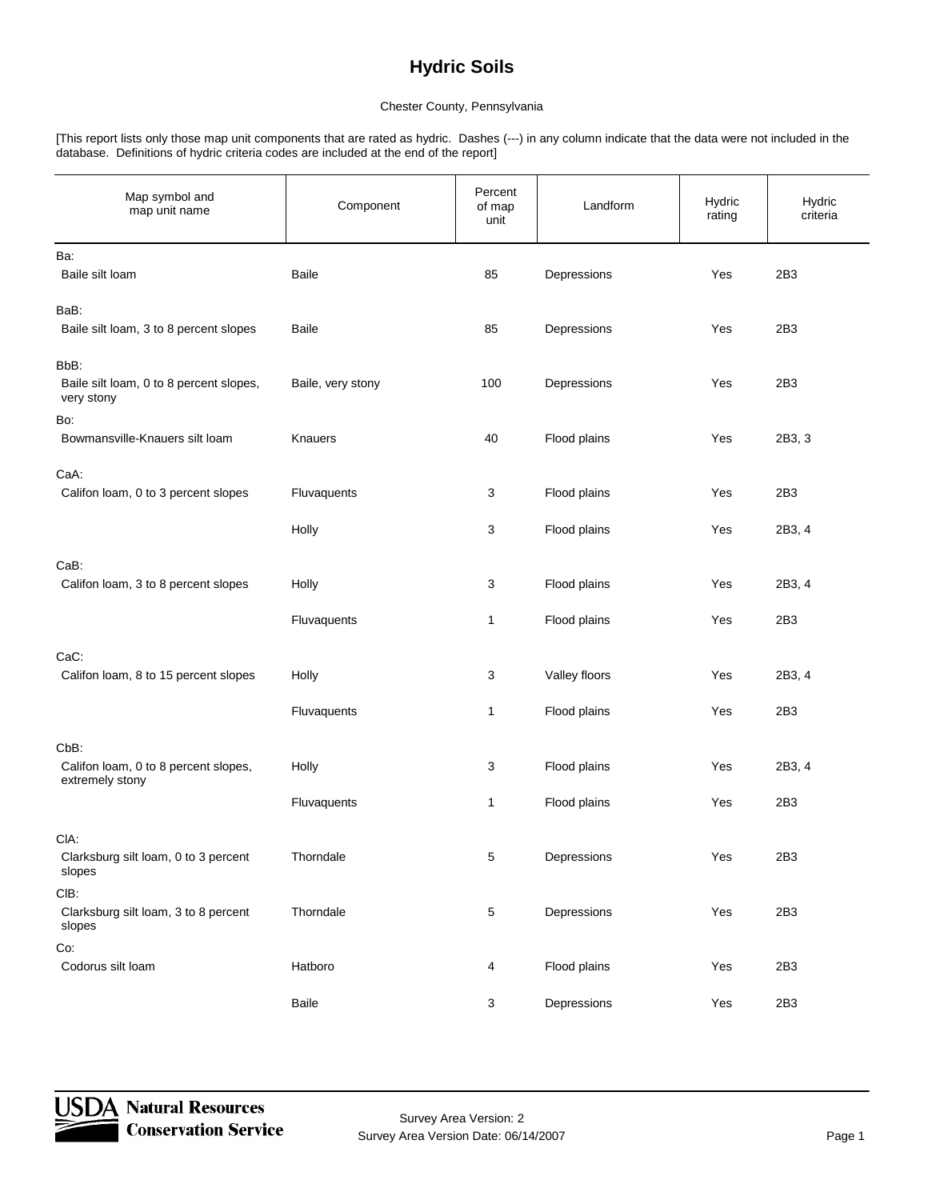# Hydric Soils

Chester County, Pennsylvania

[This report lists only those map unit components that are rated as hydric. Dashes (---) in any column indicate that the data were not included in the database. Definitions of hydric criteria codes are included at the end of the report]

| Map symbol and map unit name | Component | Percent of map unit | Landform | Hydric rating | Hydric criteria |
|---|---|---|---|---|---|
| Ba: | | | | | |
| Baile silt loam | Baile | 85 | Depressions | Yes | 2B3 |
| BaB: | | | | | |
| Baile silt loam, 3 to 8 percent slopes | Baile | 85 | Depressions | Yes | 2B3 |
| BbB: | | | | | |
| Baile silt loam, 0 to 8 percent slopes, very stony | Baile, very stony | 100 | Depressions | Yes | 2B3 |
| Bo: | | | | | |
| Bowmansville-Knauers silt loam | Knauers | 40 | Flood plains | Yes | 2B3, 3 |
| CaA: | | | | | |
| Califon loam, 0 to 3 percent slopes | Fluvaquents | 3 | Flood plains | Yes | 2B3 |
| | Holly | 3 | Flood plains | Yes | 2B3, 4 |
| CaB: | | | | | |
| Califon loam, 3 to 8 percent slopes | Holly | 3 | Flood plains | Yes | 2B3, 4 |
| | Fluvaquents | 1 | Flood plains | Yes | 2B3 |
| CaC: | | | | | |
| Califon loam, 8 to 15 percent slopes | Holly | 3 | Valley floors | Yes | 2B3, 4 |
| | Fluvaquents | 1 | Flood plains | Yes | 2B3 |
| CbB: | | | | | |
| Califon loam, 0 to 8 percent slopes, extremely stony | Holly | 3 | Flood plains | Yes | 2B3, 4 |
| | Fluvaquents | 1 | Flood plains | Yes | 2B3 |
| ClA: | | | | | |
| Clarksburg silt loam, 0 to 3 percent slopes | Thorndale | 5 | Depressions | Yes | 2B3 |
| ClB: | | | | | |
| Clarksburg silt loam, 3 to 8 percent slopes | Thorndale | 5 | Depressions | Yes | 2B3 |
| Co: | | | | | |
| Codorus silt loam | Hatboro | 4 | Flood plains | Yes | 2B3 |
| | Baile | 3 | Depressions | Yes | 2B3 |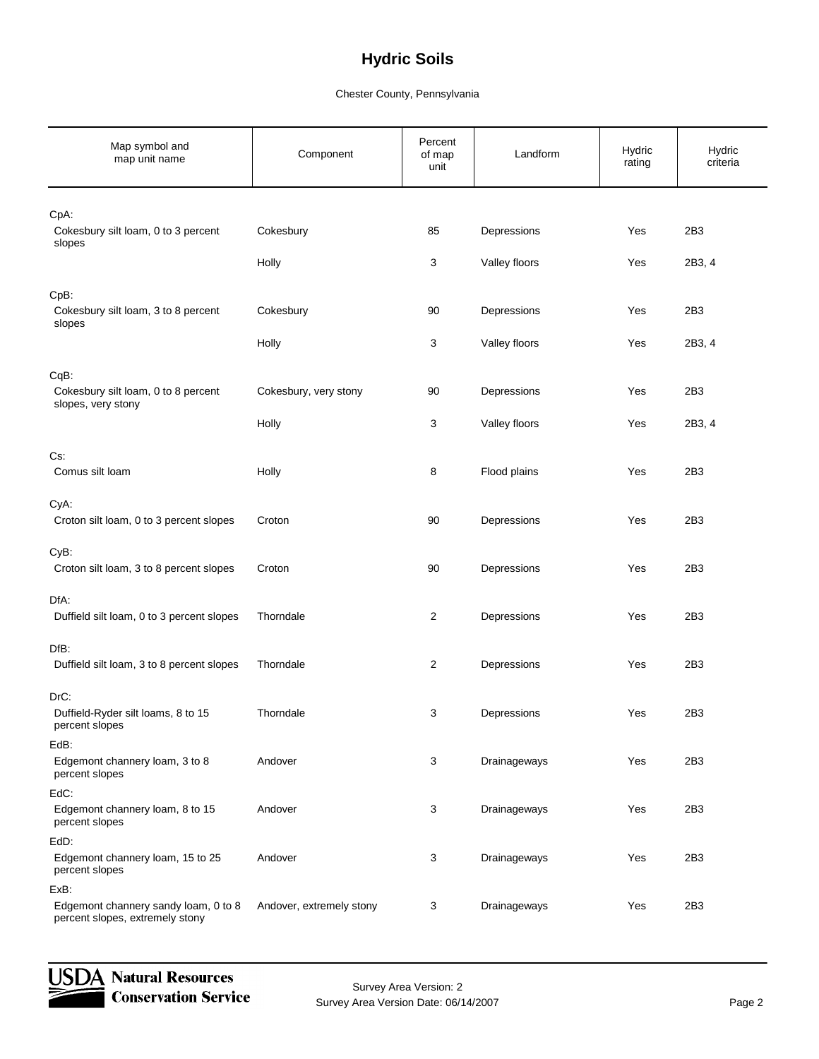# Hydric Soils

Chester County, Pennsylvania

| Map symbol and map unit name | Component | Percent of map unit | Landform | Hydric rating | Hydric criteria |
|---|---|---|---|---|---|
| CpA: | | | | | |
| Cokesbury silt loam, 0 to 3 percent slopes | Cokesbury | 85 | Depressions | Yes | 2B3 |
| | Holly | 3 | Valley floors | Yes | 2B3, 4 |
| CpB: | | | | | |
| Cokesbury silt loam, 3 to 8 percent slopes | Cokesbury | 90 | Depressions | Yes | 2B3 |
| | Holly | 3 | Valley floors | Yes | 2B3, 4 |
| CqB: | | | | | |
| Cokesbury silt loam, 0 to 8 percent slopes, very stony | Cokesbury, very stony | 90 | Depressions | Yes | 2B3 |
| | Holly | 3 | Valley floors | Yes | 2B3, 4 |
| Cs: | | | | | |
| Comus silt loam | Holly | 8 | Flood plains | Yes | 2B3 |
| CyA: | | | | | |
| Croton silt loam, 0 to 3 percent slopes | Croton | 90 | Depressions | Yes | 2B3 |
| CyB: | | | | | |
| Croton silt loam, 3 to 8 percent slopes | Croton | 90 | Depressions | Yes | 2B3 |
| DfA: | | | | | |
| Duffield silt loam, 0 to 3 percent slopes | Thorndale | 2 | Depressions | Yes | 2B3 |
| DfB: | | | | | |
| Duffield silt loam, 3 to 8 percent slopes | Thorndale | 2 | Depressions | Yes | 2B3 |
| DrC: | | | | | |
| Duffield-Ryder silt loams, 8 to 15 percent slopes | Thorndale | 3 | Depressions | Yes | 2B3 |
| EdB: | | | | | |
| Edgemont channery loam, 3 to 8 percent slopes | Andover | 3 | Drainageways | Yes | 2B3 |
| EdC: | | | | | |
| Edgemont channery loam, 8 to 15 percent slopes | Andover | 3 | Drainageways | Yes | 2B3 |
| EdD: | | | | | |
| Edgemont channery loam, 15 to 25 percent slopes | Andover | 3 | Drainageways | Yes | 2B3 |
| ExB: | | | | | |
| Edgemont channery sandy loam, 0 to 8 percent slopes, extremely stony | Andover, extremely stony | 3 | Drainageways | Yes | 2B3 |

Survey Area Version: 2
Survey Area Version Date: 06/14/2007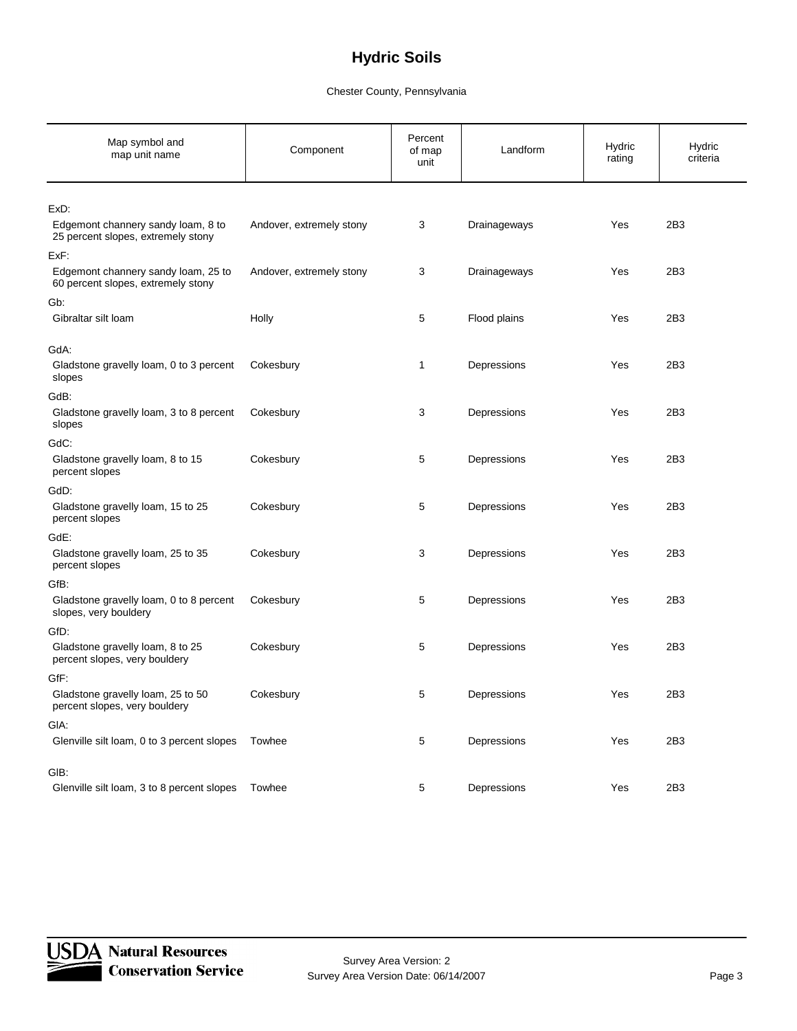# Hydric Soils

Chester County, Pennsylvania

| Map symbol and map unit name | Component | Percent of map unit | Landform | Hydric rating | Hydric criteria |
|---|---|---|---|---|---|
| ExD: | | | | | |
| Edgemont channery sandy loam, 8 to 25 percent slopes, extremely stony | Andover, extremely stony | 3 | Drainageways | Yes | 2B3 |
| ExF: | | | | | |
| Edgemont channery sandy loam, 25 to 60 percent slopes, extremely stony | Andover, extremely stony | 3 | Drainageways | Yes | 2B3 |
| Gb: | | | | | |
| Gibraltar silt loam | Holly | 5 | Flood plains | Yes | 2B3 |
| GdA: | | | | | |
| Gladstone gravelly loam, 0 to 3 percent slopes | Cokesbury | 1 | Depressions | Yes | 2B3 |
| GdB: | | | | | |
| Gladstone gravelly loam, 3 to 8 percent slopes | Cokesbury | 3 | Depressions | Yes | 2B3 |
| GdC: | | | | | |
| Gladstone gravelly loam, 8 to 15 percent slopes | Cokesbury | 5 | Depressions | Yes | 2B3 |
| GdD: | | | | | |
| Gladstone gravelly loam, 15 to 25 percent slopes | Cokesbury | 5 | Depressions | Yes | 2B3 |
| GdE: | | | | | |
| Gladstone gravelly loam, 25 to 35 percent slopes | Cokesbury | 3 | Depressions | Yes | 2B3 |
| GfB: | | | | | |
| Gladstone gravelly loam, 0 to 8 percent slopes, very bouldery | Cokesbury | 5 | Depressions | Yes | 2B3 |
| GfD: | | | | | |
| Gladstone gravelly loam, 8 to 25 percent slopes, very bouldery | Cokesbury | 5 | Depressions | Yes | 2B3 |
| GfF: | | | | | |
| Gladstone gravelly loam, 25 to 50 percent slopes, very bouldery | Cokesbury | 5 | Depressions | Yes | 2B3 |
| GlA: | | | | | |
| Glenville silt loam, 0 to 3 percent slopes | Towhee | 5 | Depressions | Yes | 2B3 |
| GlB: | | | | | |
| Glenville silt loam, 3 to 8 percent slopes | Towhee | 5 | Depressions | Yes | 2B3 |

Survey Area Version: 2
Survey Area Version Date: 06/14/2007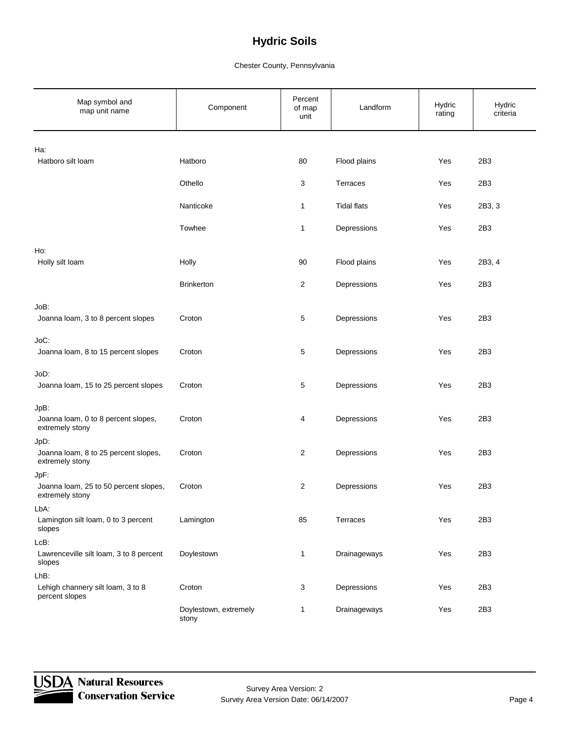# Hydric Soils

Chester County, Pennsylvania

| Map symbol and map unit name | Component | Percent of map unit | Landform | Hydric rating | Hydric criteria |
|---|---|---|---|---|---|
| Ha: | | | | | |
| Hatboro silt loam | Hatboro | 80 | Flood plains | Yes | 2B3 |
| | Othello | 3 | Terraces | Yes | 2B3 |
| | Nanticoke | 1 | Tidal flats | Yes | 2B3, 3 |
| | Towhee | 1 | Depressions | Yes | 2B3 |
| Ho: | | | | | |
| Holly silt loam | Holly | 90 | Flood plains | Yes | 2B3, 4 |
| | Brinkerton | 2 | Depressions | Yes | 2B3 |
| JoB: | | | | | |
| Joanna loam, 3 to 8 percent slopes | Croton | 5 | Depressions | Yes | 2B3 |
| JoC: | | | | | |
| Joanna loam, 8 to 15 percent slopes | Croton | 5 | Depressions | Yes | 2B3 |
| JoD: | | | | | |
| Joanna loam, 15 to 25 percent slopes | Croton | 5 | Depressions | Yes | 2B3 |
| JpB: | | | | | |
| Joanna loam, 0 to 8 percent slopes, extremely stony | Croton | 4 | Depressions | Yes | 2B3 |
| JpD: | | | | | |
| Joanna loam, 8 to 25 percent slopes, extremely stony | Croton | 2 | Depressions | Yes | 2B3 |
| JpF: | | | | | |
| Joanna loam, 25 to 50 percent slopes, extremely stony | Croton | 2 | Depressions | Yes | 2B3 |
| LbA: | | | | | |
| Lamington silt loam, 0 to 3 percent slopes | Lamington | 85 | Terraces | Yes | 2B3 |
| LcB: | | | | | |
| Lawrenceville silt loam, 3 to 8 percent slopes | Doylestown | 1 | Drainageways | Yes | 2B3 |
| LhB: | | | | | |
| Lehigh channery silt loam, 3 to 8 percent slopes | Croton | 3 | Depressions | Yes | 2B3 |
| | Doylestown, extremely stony | 1 | Drainageways | Yes | 2B3 |

Survey Area Version: 2
Survey Area Version Date: 06/14/2007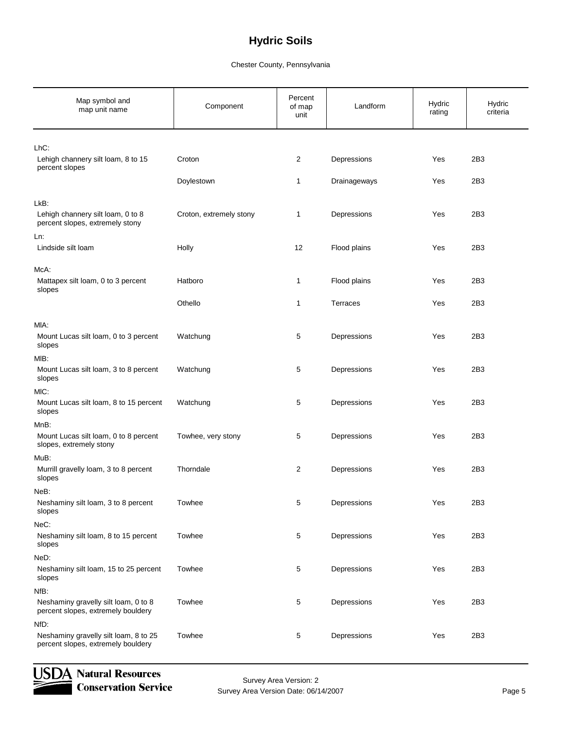# Hydric Soils

Chester County, Pennsylvania

| Map symbol and map unit name | Component | Percent of map unit | Landform | Hydric rating | Hydric criteria |
|---|---|---|---|---|---|
| LhC: | | | | | |
| Lehigh channery silt loam, 8 to 15 percent slopes | Croton | 2 | Depressions | Yes | 2B3 |
| | Doylestown | 1 | Drainageways | Yes | 2B3 |
| LkB: | | | | | |
| Lehigh channery silt loam, 0 to 8 percent slopes, extremely stony | Croton, extremely stony | 1 | Depressions | Yes | 2B3 |
| Ln: | | | | | |
| Lindside silt loam | Holly | 12 | Flood plains | Yes | 2B3 |
| McA: | | | | | |
| Mattapex silt loam, 0 to 3 percent slopes | Hatboro | 1 | Flood plains | Yes | 2B3 |
| | Othello | 1 | Terraces | Yes | 2B3 |
| MlA: | | | | | |
| Mount Lucas silt loam, 0 to 3 percent slopes | Watchung | 5 | Depressions | Yes | 2B3 |
| MlB: | | | | | |
| Mount Lucas silt loam, 3 to 8 percent slopes | Watchung | 5 | Depressions | Yes | 2B3 |
| MlC: | | | | | |
| Mount Lucas silt loam, 8 to 15 percent slopes | Watchung | 5 | Depressions | Yes | 2B3 |
| MnB: | | | | | |
| Mount Lucas silt loam, 0 to 8 percent slopes, extremely stony | Towhee, very stony | 5 | Depressions | Yes | 2B3 |
| MuB: | | | | | |
| Murrill gravelly loam, 3 to 8 percent slopes | Thorndale | 2 | Depressions | Yes | 2B3 |
| NeB: | | | | | |
| Neshaminy silt loam, 3 to 8 percent slopes | Towhee | 5 | Depressions | Yes | 2B3 |
| NeC: | | | | | |
| Neshaminy silt loam, 8 to 15 percent slopes | Towhee | 5 | Depressions | Yes | 2B3 |
| NeD: | | | | | |
| Neshaminy silt loam, 15 to 25 percent slopes | Towhee | 5 | Depressions | Yes | 2B3 |
| NfB: | | | | | |
| Neshaminy gravelly silt loam, 0 to 8 percent slopes, extremely bouldery | Towhee | 5 | Depressions | Yes | 2B3 |
| NfD: | | | | | |
| Neshaminy gravelly silt loam, 8 to 25 percent slopes, extremely bouldery | Towhee | 5 | Depressions | Yes | 2B3 |

USDA Natural Resources Conservation Service

Survey Area Version: 2
Survey Area Version Date: 06/14/2007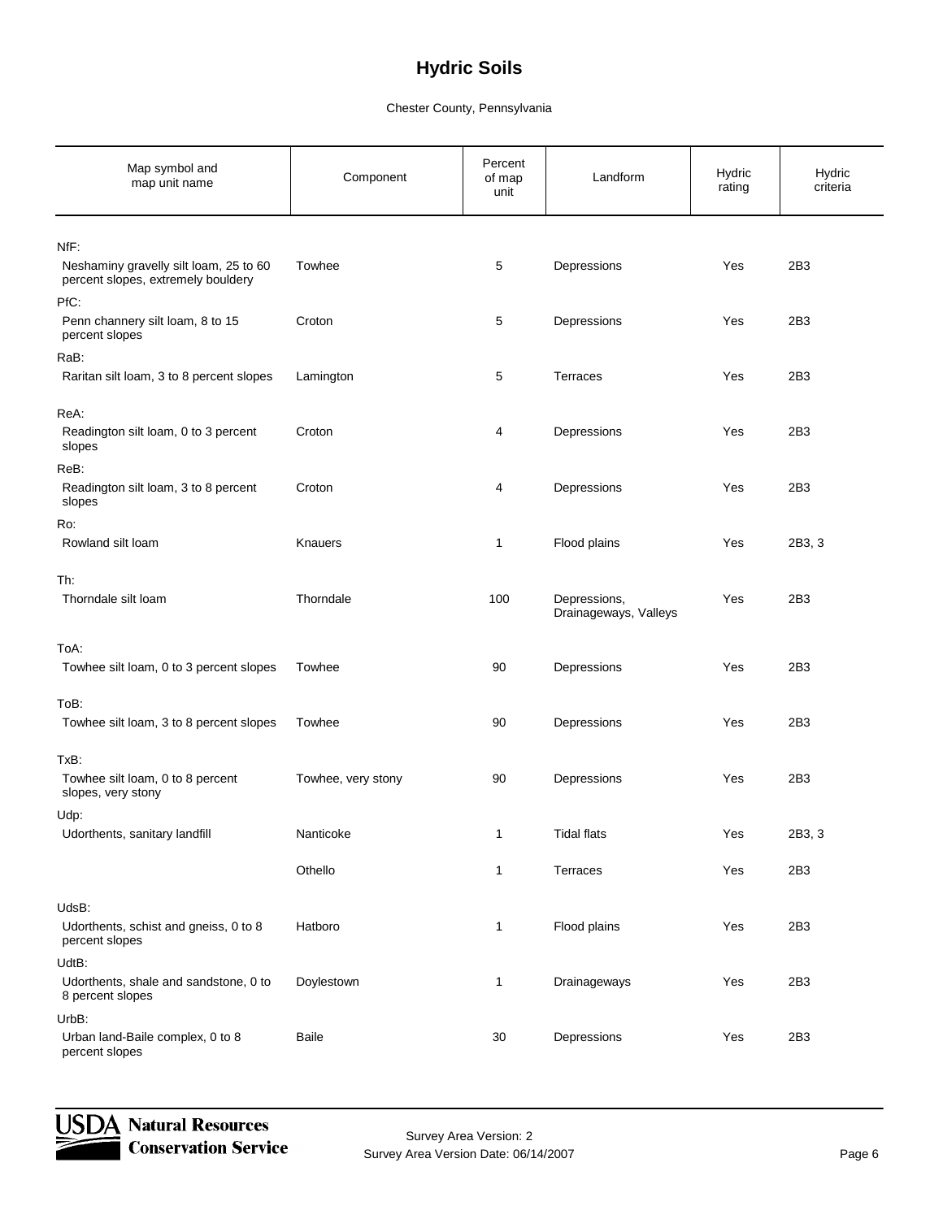# Hydric Soils

Chester County, Pennsylvania

| Map symbol and map unit name | Component | Percent of map unit | Landform | Hydric rating | Hydric criteria |
|---|---|---|---|---|---|
| NfF: | | | | | |
| Neshaminy gravelly silt loam, 25 to 60 percent slopes, extremely bouldery | Towhee | 5 | Depressions | Yes | 2B3 |
| PfC: | | | | | |
| Penn channery silt loam, 8 to 15 percent slopes | Croton | 5 | Depressions | Yes | 2B3 |
| RaB: | | | | | |
| Raritan silt loam, 3 to 8 percent slopes | Lamington | 5 | Terraces | Yes | 2B3 |
| ReA: | | | | | |
| Readington silt loam, 0 to 3 percent slopes | Croton | 4 | Depressions | Yes | 2B3 |
| ReB: | | | | | |
| Readington silt loam, 3 to 8 percent slopes | Croton | 4 | Depressions | Yes | 2B3 |
| Ro: | | | | | |
| Rowland silt loam | Knauers | 1 | Flood plains | Yes | 2B3, 3 |
| Th: | | | | | |
| Thorndale silt loam | Thorndale | 100 | Depressions, Drainageways, Valleys | Yes | 2B3 |
| ToA: | | | | | |
| Towhee silt loam, 0 to 3 percent slopes | Towhee | 90 | Depressions | Yes | 2B3 |
| ToB: | | | | | |
| Towhee silt loam, 3 to 8 percent slopes | Towhee | 90 | Depressions | Yes | 2B3 |
| TxB: | | | | | |
| Towhee silt loam, 0 to 8 percent slopes, very stony | Towhee, very stony | 90 | Depressions | Yes | 2B3 |
| Udp: | | | | | |
| Udorthents, sanitary landfill | Nanticoke | 1 | Tidal flats | Yes | 2B3, 3 |
| | Othello | 1 | Terraces | Yes | 2B3 |
| UdsB: | | | | | |
| Udorthents, schist and gneiss, 0 to 8 percent slopes | Hatboro | 1 | Flood plains | Yes | 2B3 |
| UdtB: | | | | | |
| Udorthents, shale and sandstone, 0 to 8 percent slopes | Doylestown | 1 | Drainageways | Yes | 2B3 |
| UrbB: | | | | | |
| Urban land-Baile complex, 0 to 8 percent slopes | Baile | 30 | Depressions | Yes | 2B3 |

Survey Area Version: 2
Survey Area Version Date: 06/14/2007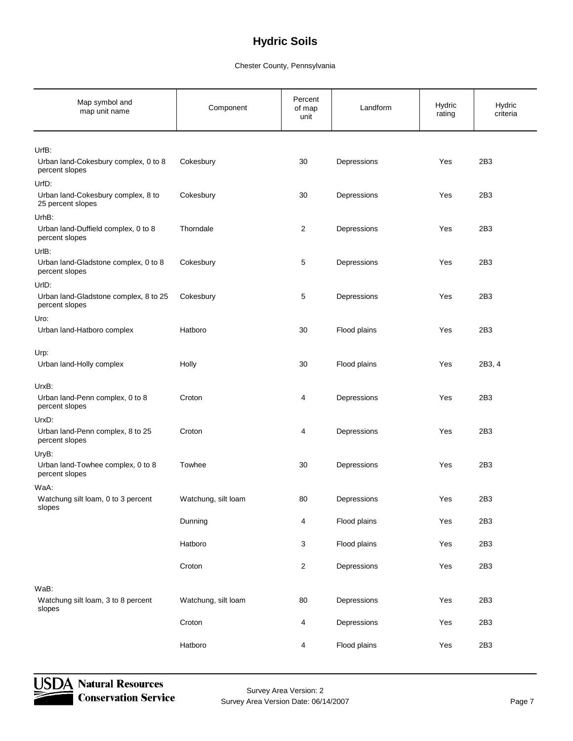# Hydric Soils

Chester County, Pennsylvania

| Map symbol and map unit name | Component | Percent of map unit | Landform | Hydric rating | Hydric criteria |
|---|---|---|---|---|---|
| UrfB: | | | | | |
| Urban land-Cokesbury complex, 0 to 8 percent slopes | Cokesbury | 30 | Depressions | Yes | 2B3 |
| UrfD: | | | | | |
| Urban land-Cokesbury complex, 8 to 25 percent slopes | Cokesbury | 30 | Depressions | Yes | 2B3 |
| UrhB: | | | | | |
| Urban land-Duffield complex, 0 to 8 percent slopes | Thorndale | 2 | Depressions | Yes | 2B3 |
| UrlB: | | | | | |
| Urban land-Gladstone complex, 0 to 8 percent slopes | Cokesbury | 5 | Depressions | Yes | 2B3 |
| UrlD: | | | | | |
| Urban land-Gladstone complex, 8 to 25 percent slopes | Cokesbury | 5 | Depressions | Yes | 2B3 |
| Uro: | | | | | |
| Urban land-Hatboro complex | Hatboro | 30 | Flood plains | Yes | 2B3 |
| Urp: | | | | | |
| Urban land-Holly complex | Holly | 30 | Flood plains | Yes | 2B3, 4 |
| UrxB: | | | | | |
| Urban land-Penn complex, 0 to 8 percent slopes | Croton | 4 | Depressions | Yes | 2B3 |
| UrxD: | | | | | |
| Urban land-Penn complex, 8 to 25 percent slopes | Croton | 4 | Depressions | Yes | 2B3 |
| UryB: | | | | | |
| Urban land-Towhee complex, 0 to 8 percent slopes | Towhee | 30 | Depressions | Yes | 2B3 |
| WaA: | | | | | |
| Watchung silt loam, 0 to 3 percent slopes | Watchung, silt loam | 80 | Depressions | Yes | 2B3 |
| | Dunning | 4 | Flood plains | Yes | 2B3 |
| | Hatboro | 3 | Flood plains | Yes | 2B3 |
| | Croton | 2 | Depressions | Yes | 2B3 |
| WaB: | | | | | |
| Watchung silt loam, 3 to 8 percent slopes | Watchung, silt loam | 80 | Depressions | Yes | 2B3 |
| | Croton | 4 | Depressions | Yes | 2B3 |
| | Hatboro | 4 | Flood plains | Yes | 2B3 |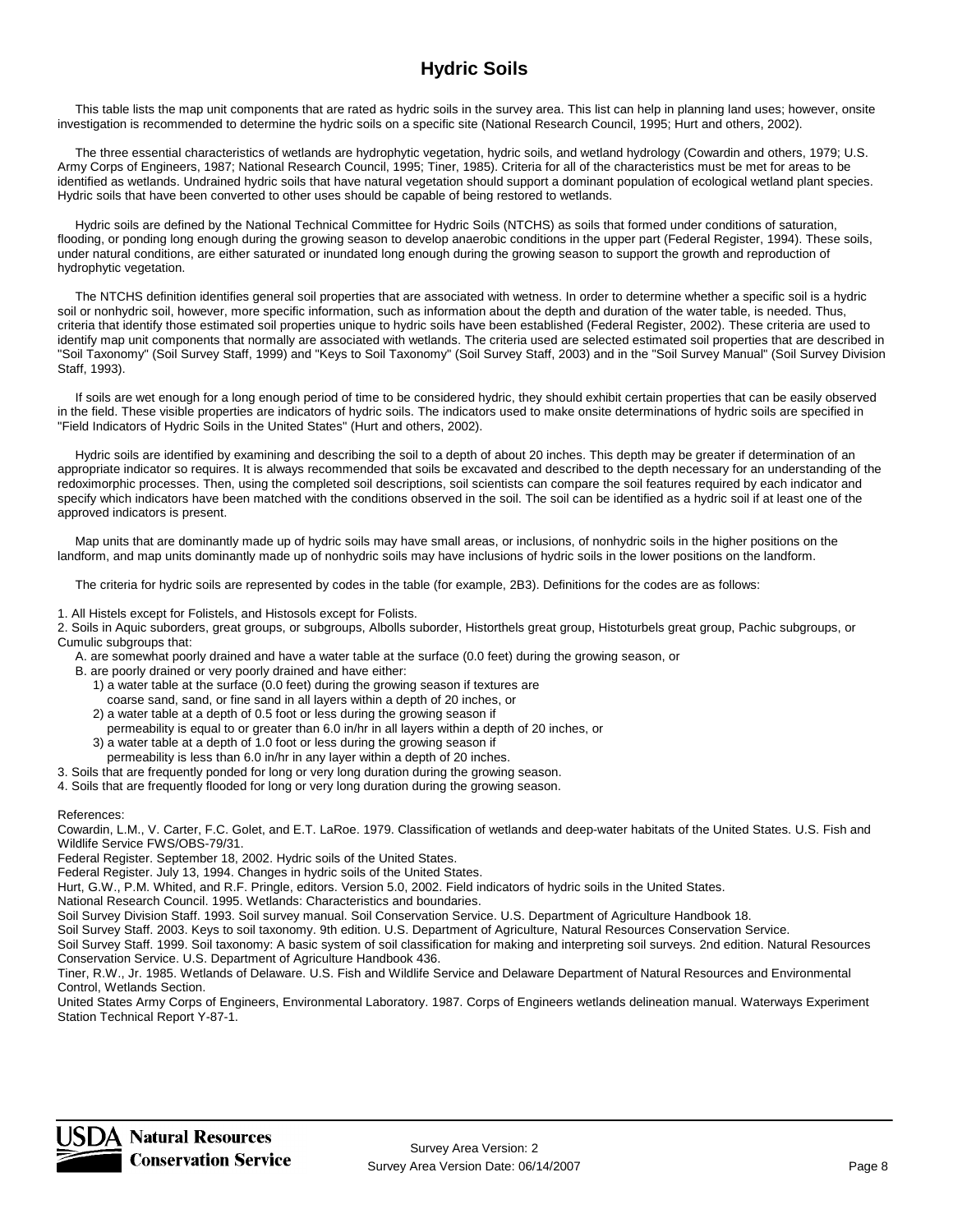# Hydric Soils

This table lists the map unit components that are rated as hydric soils in the survey area. This list can help in planning land uses; however, onsite investigation is recommended to determine the hydric soils on a specific site (National Research Council, 1995; Hurt and others, 2002).

The three essential characteristics of wetlands are hydrophytic vegetation, hydric soils, and wetland hydrology (Cowardin and others, 1979; U.S. Army Corps of Engineers, 1987; National Research Council, 1995; Tiner, 1985). Criteria for all of the characteristics must be met for areas to be identified as wetlands. Undrained hydric soils that have natural vegetation should support a dominant population of ecological wetland plant species. Hydric soils that have been converted to other uses should be capable of being restored to wetlands.

Hydric soils are defined by the National Technical Committee for Hydric Soils (NTCHS) as soils that formed under conditions of saturation, flooding, or ponding long enough during the growing season to develop anaerobic conditions in the upper part (Federal Register, 1994). These soils, under natural conditions, are either saturated or inundated long enough during the growing season to support the growth and reproduction of hydrophytic vegetation.

The NTCHS definition identifies general soil properties that are associated with wetness. In order to determine whether a specific soil is a hydric soil or nonhydric soil, however, more specific information, such as information about the depth and duration of the water table, is needed. Thus, criteria that identify those estimated soil properties unique to hydric soils have been established (Federal Register, 2002). These criteria are used to identify map unit components that normally are associated with wetlands. The criteria used are selected estimated soil properties that are described in "Soil Taxonomy" (Soil Survey Staff, 1999) and "Keys to Soil Taxonomy" (Soil Survey Staff, 2003) and in the "Soil Survey Manual" (Soil Survey Division Staff, 1993).

If soils are wet enough for a long enough period of time to be considered hydric, they should exhibit certain properties that can be easily observed in the field. These visible properties are indicators of hydric soils. The indicators used to make onsite determinations of hydric soils are specified in "Field Indicators of Hydric Soils in the United States" (Hurt and others, 2002).

Hydric soils are identified by examining and describing the soil to a depth of about 20 inches. This depth may be greater if determination of an appropriate indicator so requires. It is always recommended that soils be excavated and described to the depth necessary for an understanding of the redoximorphic processes. Then, using the completed soil descriptions, soil scientists can compare the soil features required by each indicator and specify which indicators have been matched with the conditions observed in the soil. The soil can be identified as a hydric soil if at least one of the approved indicators is present.

Map units that are dominantly made up of hydric soils may have small areas, or inclusions, of nonhydric soils in the higher positions on the landform, and map units dominantly made up of nonhydric soils may have inclusions of hydric soils in the lower positions on the landform.

The criteria for hydric soils are represented by codes in the table (for example, 2B3). Definitions for the codes are as follows:

1. All Histels except for Folistels, and Histosols except for Folists.
2. Soils in Aquic suborders, great groups, or subgroups, Albolls suborder, Historthels great group, Histoturbels great group, Pachic subgroups, or Cumulic subgroups that:
   - A. are somewhat poorly drained and have a water table at the surface (0.0 feet) during the growing season, or
   - B. are poorly drained or very poorly drained and have either:
     - 1) a water table at the surface (0.0 feet) during the growing season if textures are coarse sand, sand, or fine sand in all layers within a depth of 20 inches, or
     - 2) a water table at a depth of 0.5 foot or less during the growing season if permeability is equal to or greater than 6.0 in/hr in all layers within a depth of 20 inches, or
     - 3) a water table at a depth of 1.0 foot or less during the growing season if permeability is less than 6.0 in/hr in any layer within a depth of 20 inches.
3. Soils that are frequently ponded for long or very long duration during the growing season.
4. Soils that are frequently flooded for long or very long duration during the growing season.

References:

Cowardin, L.M., V. Carter, F.C. Golet, and E.T. LaRoe. 1979. Classification of wetlands and deep-water habitats of the United States. U.S. Fish and Wildlife Service FWS/OBS-79/31.

Federal Register. September 18, 2002. Hydric soils of the United States.

Federal Register. July 13, 1994. Changes in hydric soils of the United States.

Hurt, G.W., P.M. Whited, and R.F. Pringle, editors. Version 5.0, 2002. Field indicators of hydric soils in the United States.

National Research Council. 1995. Wetlands: Characteristics and boundaries.

Soil Survey Division Staff. 1993. Soil survey manual. Soil Conservation Service. U.S. Department of Agriculture Handbook 18.

Soil Survey Staff. 2003. Keys to soil taxonomy. 9th edition. U.S. Department of Agriculture, Natural Resources Conservation Service.

Soil Survey Staff. 1999. Soil taxonomy: A basic system of soil classification for making and interpreting soil surveys. 2nd edition. Natural Resources Conservation Service. U.S. Department of Agriculture Handbook 436.

Tiner, R.W., Jr. 1985. Wetlands of Delaware. U.S. Fish and Wildlife Service and Delaware Department of Natural Resources and Environmental Control, Wetlands Section.

United States Army Corps of Engineers, Environmental Laboratory. 1987. Corps of Engineers wetlands delineation manual. Waterways Experiment Station Technical Report Y-87-1.